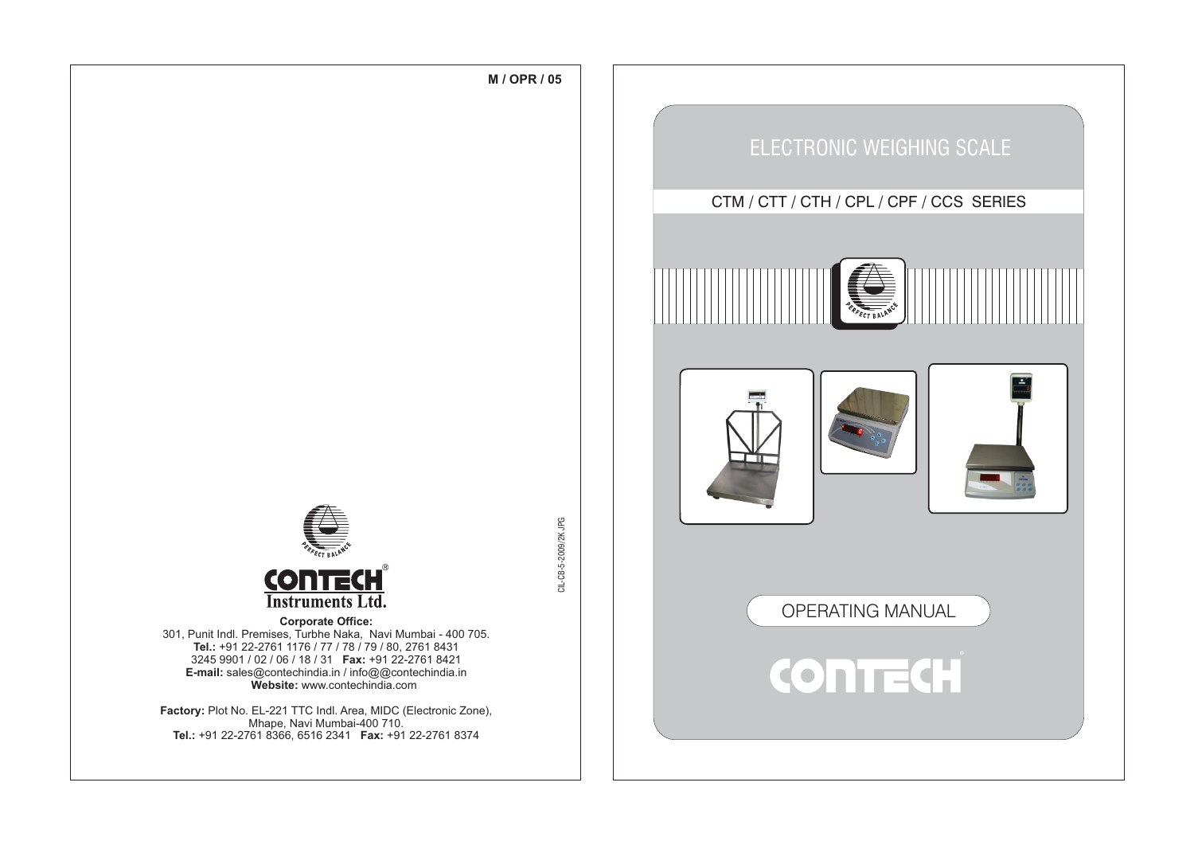M / OPR / 05

**CONTECH®**
**Instruments Ltd.**

**Corporate Office:**
301, Punit Indl. Premises, Turbhe Naka, Navi Mumbai - 400 705.
**Tel.:** +91 22-2761 1176 / 77 / 78 / 79 / 80, 2761 8431
3245 9901 / 02 / 06 / 18 / 31 **Fax:** +91 22-2761 8421
**E-mail:** sales@contechindia.in / info@@contechindia.in
**Website:** www.contechindia.com

**Factory:** Plot No. EL-221 TTC Indl. Area, MIDC (Electronic Zone),
Mhape, Navi Mumbai-400 710.
**Tel.:** +91 22-2761 8366, 6516 2341 **Fax:** +91 22-2761 8374

CIL-CB-5-2009/2K.JPG

# ELECTRONIC WEIGHING SCALE

## CTM / CTT / CTH / CPL / CPF / CCS SERIES

PERFECT BALANCE

## OPERATING MANUAL

**CONTECH®**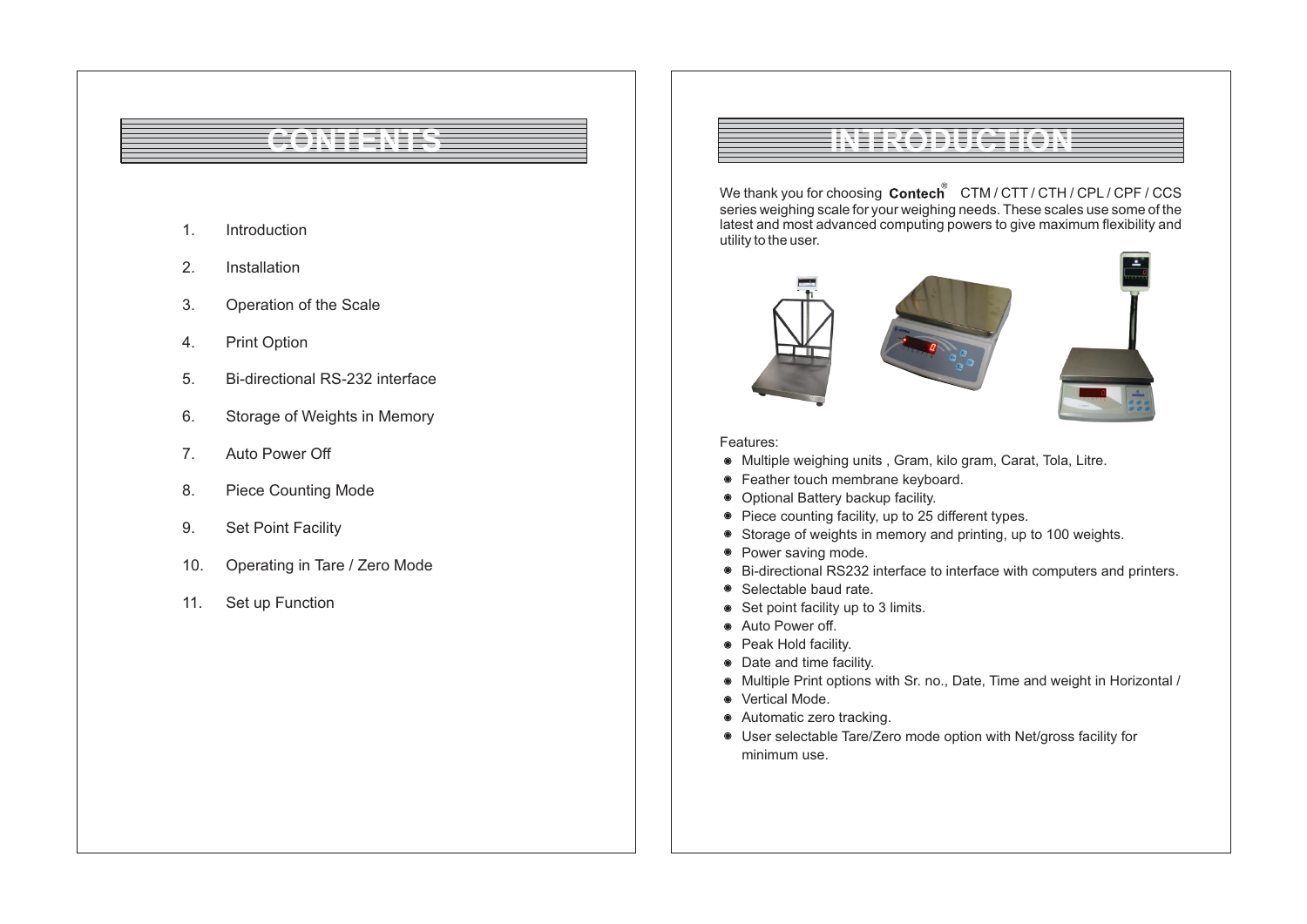# CONTENTS

1. Introduction
2. Installation
3. Operation of the Scale
4. Print Option
5. Bi-directional RS-232 interface
6. Storage of Weights in Memory
7. Auto Power Off
8. Piece Counting Mode
9. Set Point Facility
10. Operating in Tare / Zero Mode
11. Set up Function

# INTRODUCTION

We thank you for choosing **Contech®** CTM / CTT / CTH / CPL / CPF / CCS series weighing scale for your weighing needs. These scales use some of the latest and most advanced computing powers to give maximum flexibility and utility to the user.

Features:

- Multiple weighing units , Gram, kilo gram, Carat, Tola, Litre.
- Feather touch membrane keyboard.
- Optional Battery backup facility.
- Piece counting facility, up to 25 different types.
- Storage of weights in memory and printing, up to 100 weights.
- Power saving mode.
- Bi-directional RS232 interface to interface with computers and printers.
- Selectable baud rate.
- Set point facility up to 3 limits.
- Auto Power off.
- Peak Hold facility.
- Date and time facility.
- Multiple Print options with Sr. no., Date, Time and weight in Horizontal /
- Vertical Mode.
- Automatic zero tracking.
- User selectable Tare/Zero mode option with Net/gross facility for minimum use.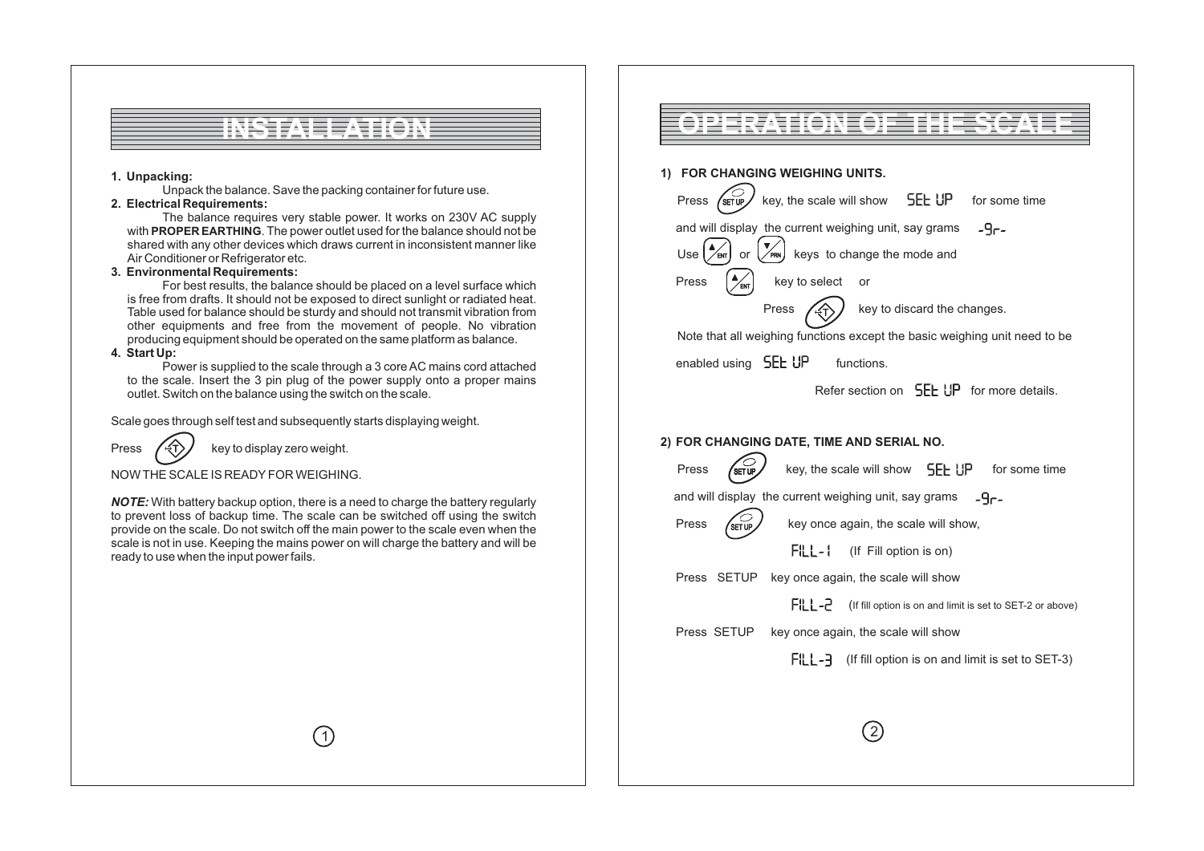# INSTALLATION

**1. Unpacking:**

Unpack the balance. Save the packing container for future use.

**2. Electrical Requirements:**

The balance requires very stable power. It works on 230V AC supply with **PROPER EARTHING**. The power outlet used for the balance should not be shared with any other devices which draws current in inconsistent manner like Air Conditioner or Refrigerator etc.

**3. Environmental Requirements:**

For best results, the balance should be placed on a level surface which is free from drafts. It should not be exposed to direct sunlight or radiated heat. Table used for balance should be sturdy and should not transmit vibration from other equipments and free from the movement of people. No vibration producing equipment should be operated on the same platform as balance.

**4. Start Up:**

Power is supplied to the scale through a 3 core AC mains cord attached to the scale. Insert the 3 pin plug of the power supply onto a proper mains outlet. Switch on the balance using the switch on the scale.

Scale goes through self test and subsequently starts displaying weight.

Press (T) key to display zero weight.

NOW THE SCALE IS READY FOR WEIGHING.

***NOTE:*** With battery backup option, there is a need to charge the battery regularly to prevent loss of backup time. The scale can be switched off using the switch provide on the scale. Do not switch off the main power to the scale even when the scale is not in use. Keeping the mains power on will charge the battery and will be ready to use when the input power fails.

# OPERATION OF THE SCALE

**1) FOR CHANGING WEIGHING UNITS.**

Press (SET UP) key, the scale will show SEt UP for some time

and will display the current weighing unit, say grams -9r-

Use (▲ ENT) or (▼ PRN) keys to change the mode and

Press (▲ ENT) key to select or

Press (T) key to discard the changes.

Note that all weighing functions except the basic weighing unit need to be enabled using SEt UP functions.

Refer section on SEt UP for more details.

**2) FOR CHANGING DATE, TIME AND SERIAL NO.**

Press (SET UP) key, the scale will show SEt UP for some time

and will display the current weighing unit, say grams -9r-

Press (SET UP) key once again, the scale will show,

FiLL-1 (If Fill option is on)

Press SETUP key once again, the scale will show

FiLL-2 (If fill option is on and limit is set to SET-2 or above)

Press SETUP key once again, the scale will show

FiLL-3 (If fill option is on and limit is set to SET-3)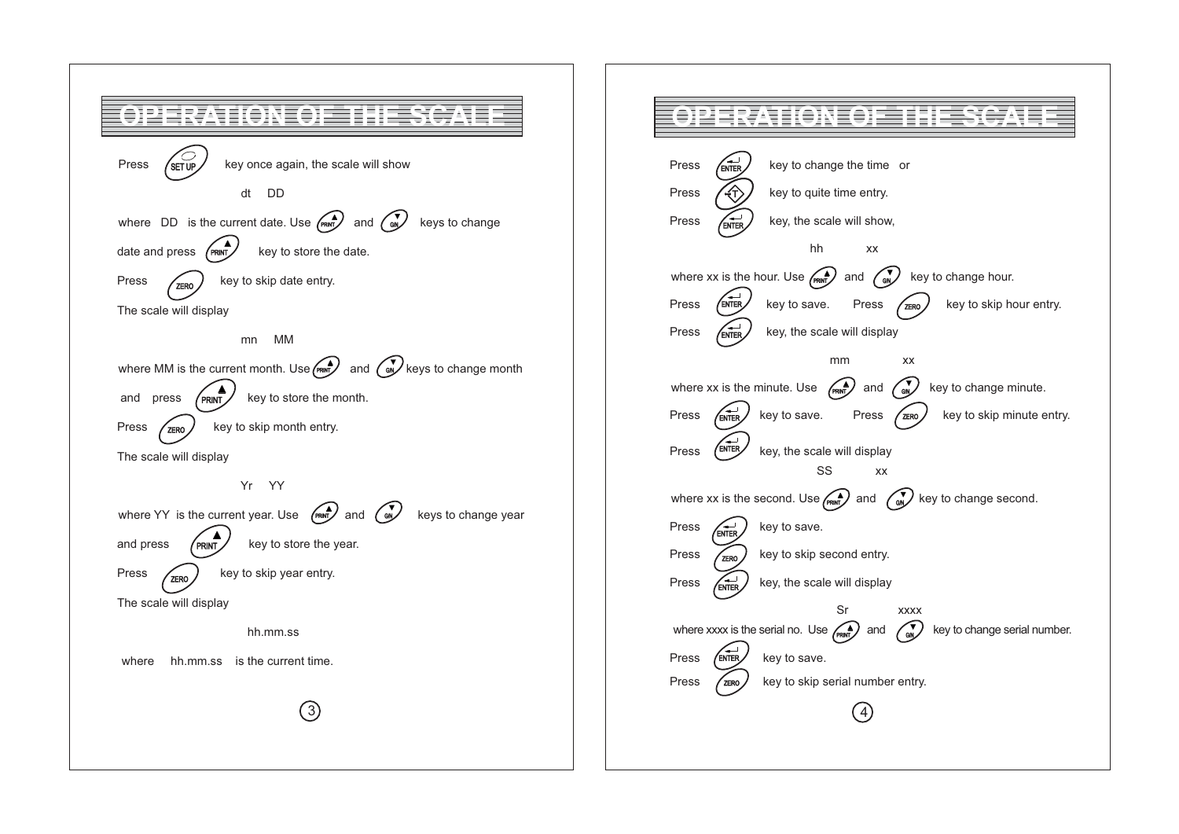# OPERATION OF THE SCALE

Press SET UP key once again, the scale will show

dt DD

where DD is the current date. Use PRINT and G/N keys to change date and press PRINT key to store the date.

Press ZERO key to skip date entry.

The scale will display

mn MM

where MM is the current month. Use PRINT and G/N keys to change month and press PRINT key to store the month.

Press ZERO key to skip month entry.

The scale will display

Yr YY

where YY is the current year. Use PRINT and G/N keys to change year and press PRINT key to store the year.

Press ZERO key to skip year entry.

The scale will display

hh.mm.ss

where hh.mm.ss is the current time.

# OPERATION OF THE SCALE

Press ENTER key to change the time or

Press T key to quite time entry.

Press ENTER key, the scale will show,

hh xx

where xx is the hour. Use PRINT and G/N key to change hour.

Press ENTER key to save. Press ZERO key to skip hour entry.

Press ENTER key, the scale will display

mm xx

where xx is the minute. Use PRINT and G/N key to change minute.

Press ENTER key to save. Press ZERO key to skip minute entry.

Press ENTER key, the scale will display

SS xx

where xx is the second. Use PRINT and G/N key to change second.

Press ENTER key to save.

Press ZERO key to skip second entry.

Press ENTER key, the scale will display

Sr xxxx

where xxxx is the serial no. Use PRINT and G/N key to change serial number.

Press ENTER key to save.

Press ZERO key to skip serial number entry.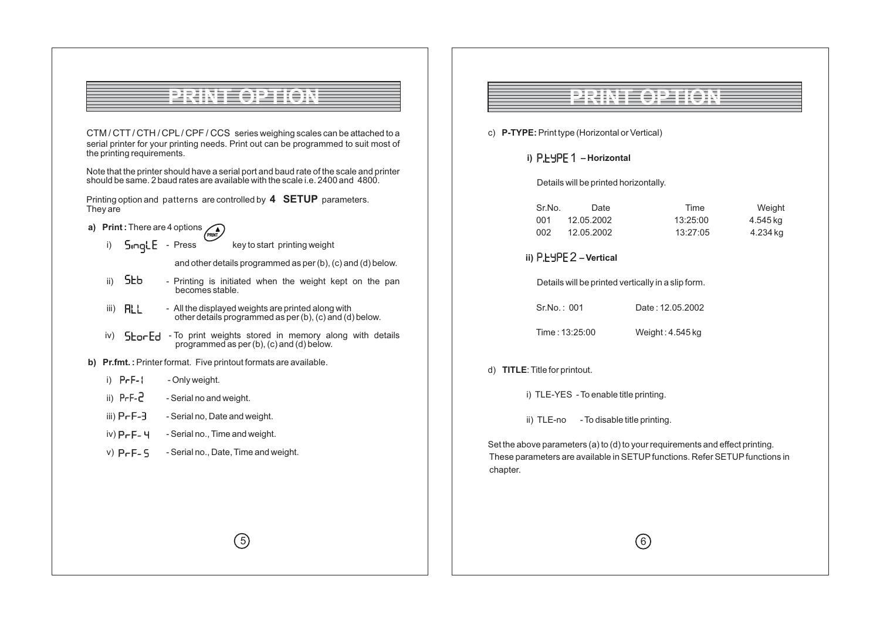# PRINT OPTION

CTM / CTT / CTH / CPL / CPF / CCS series weighing scales can be attached to a serial printer for your printing needs. Print out can be programmed to suit most of the printing requirements.

Note that the printer should have a serial port and baud rate of the scale and printer should be same. 2 baud rates are available with the scale i.e. 2400 and 4800.

Printing option and patterns are controlled by **4 SETUP** parameters. They are

**a) Print :** There are 4 options

i) SinglE - Press PRINT key to start printing weight and other details programmed as per (b), (c) and (d) below.

ii) Stb - Printing is initiated when the weight kept on the pan becomes stable.

iii) ALL - All the displayed weights are printed along with other details programmed as per (b), (c) and (d) below.

iv) StorEd - To print weights stored in memory along with details programmed as per (b), (c) and (d) below.

**b) Pr.fmt. :** Printer format. Five printout formats are available.

i) PrF-1 - Only weight.

ii) PrF-2 - Serial no and weight.

iii) PrF-3 - Serial no, Date and weight.

iv) PrF- 4 - Serial no., Time and weight.

v) PrF- 5 - Serial no., Date, Time and weight.

# PRINT OPTION

c) **P-TYPE:** Print type (Horizontal or Vertical)

**i) P.tYPE 1 – Horizontal**

Details will be printed horizontally.

| Sr.No. | Date | Time | Weight |
|---|---|---|---|
| 001 | 12.05.2002 | 13:25:00 | 4.545 kg |
| 002 | 12.05.2002 | 13:27:05 | 4.234 kg |

**ii) P.tYPE 2 – Vertical**

Details will be printed vertically in a slip form.

Sr.No. : 001 Date : 12.05.2002

Time : 13:25:00 Weight : 4.545 kg

d) **TITLE**: Title for printout.

i) TLE-YES - To enable title printing.

ii) TLE-no - To disable title printing.

Set the above parameters (a) to (d) to your requirements and effect printing. These parameters are available in SETUP functions. Refer SETUP functions in chapter.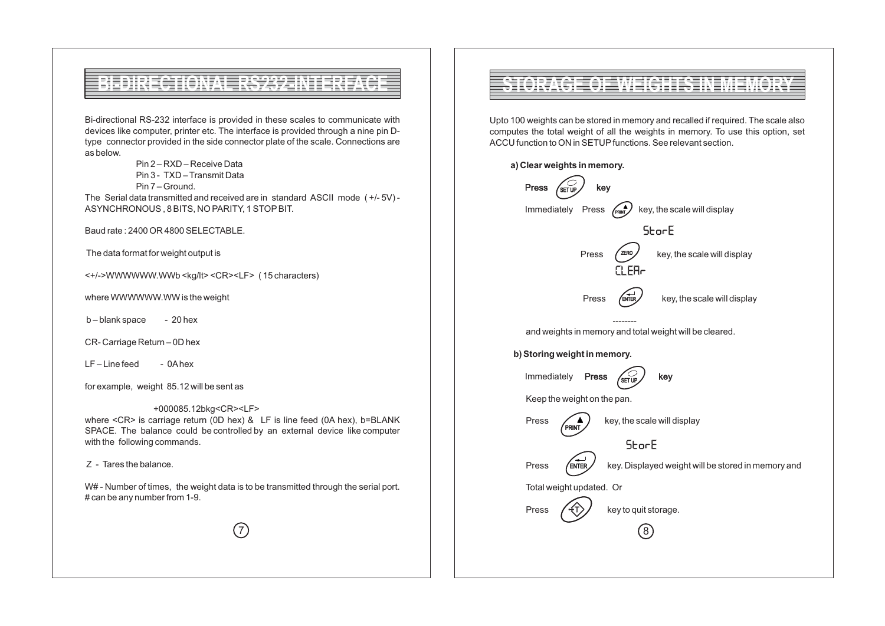# BI-DIRECTIONAL RS232 INTERFACE

Bi-directional RS-232 interface is provided in these scales to communicate with devices like computer, printer etc. The interface is provided through a nine pin D-type connector provided in the side connector plate of the scale. Connections are as below.

Pin 2 – RXD – Receive Data
Pin 3 - TXD – Transmit Data
Pin 7 – Ground.

The Serial data transmitted and received are in standard ASCII mode (+/- 5V) - ASYNCHRONOUS , 8 BITS, NO PARITY, 1 STOP BIT.

Baud rate : 2400 OR 4800 SELECTABLE.

The data format for weight output is

<+/->WWWWWWW.WWb <kg/lt> <CR><LF> ( 15 characters)

where WWWWWWW.WW is the weight

b – blank space - 20 hex

CR- Carriage Return – 0D hex

LF – Line feed - 0A hex

for example, weight 85.12 will be sent as

+000085.12bkg<CR><LF>

where <CR> is carriage return (0D hex) & LF is line feed (0A hex), b=BLANK SPACE. The balance could be controlled by an external device like computer with the following commands.

Z - Tares the balance.

W# - Number of times, the weight data is to be transmitted through the serial port. # can be any number from 1-9.

# STORAGE OF WEIGHTS IN MEMORY

Upto 100 weights can be stored in memory and recalled if required. The scale also computes the total weight of all the weights in memory. To use this option, set ACCU function to ON in SETUP functions. See relevant section.

**a) Clear weights in memory.**

**Press** SET UP **key**

Immediately Press PRINT key, the scale will display

StorE

Press ZERO key, the scale will display

CLEAr

Press ENTER key, the scale will display

--------

and weights in memory and total weight will be cleared.

**b) Storing weight in memory.**

Immediately **Press** SET UP **key**

Keep the weight on the pan.

Press PRINT key, the scale will display

StorE

Press ENTER key. Displayed weight will be stored in memory and Total weight updated. Or

Press T key to quit storage.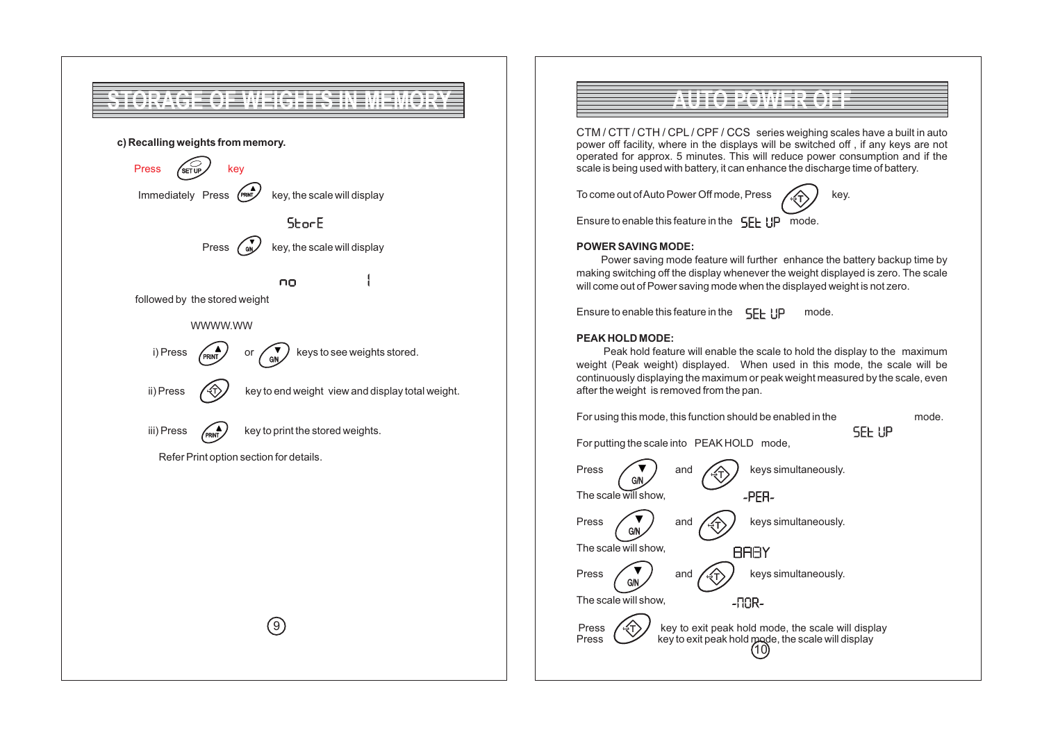# STORAGE OF WEIGHTS IN MEMORY

**c) Recalling weights from memory.**

Press SET UP key

Immediately Press PRINT key, the scale will display

StorE

Press G/N key, the scale will display

no 1

followed by the stored weight

WWWW.WW

i) Press PRINT or G/N keys to see weights stored.

ii) Press T key to end weight view and display total weight.

iii) Press PRINT key to print the stored weights.

Refer Print option section for details.

# AUTO POWER OFF

CTM / CTT / CTH / CPL / CPF / CCS series weighing scales have a built in auto power off facility, where in the displays will be switched off , if any keys are not operated for approx. 5 minutes. This will reduce power consumption and if the scale is being used with battery, it can enhance the discharge time of battery.

To come out of Auto Power Off mode, Press T key.

Ensure to enable this feature in the SEt UP mode.

**POWER SAVING MODE:**

Power saving mode feature will further enhance the battery backup time by making switching off the display whenever the weight displayed is zero. The scale will come out of Power saving mode when the displayed weight is not zero.

Ensure to enable this feature in the SEt UP mode.

**PEAK HOLD MODE:**

Peak hold feature will enable the scale to hold the display to the maximum weight (Peak weight) displayed. When used in this mode, the scale will be continuously displaying the maximum or peak weight measured by the scale, even after the weight is removed from the pan.

For using this mode, this function should be enabled in the SEt UP mode.

For putting the scale into PEAK HOLD mode,

Press G/N and T keys simultaneously.

The scale will show, -PEA-

Press G/N and T keys simultaneously.

The scale will show, BABY

Press G/N and T keys simultaneously.

The scale will show, -NOR-

Press T key to exit peak hold mode, the scale will display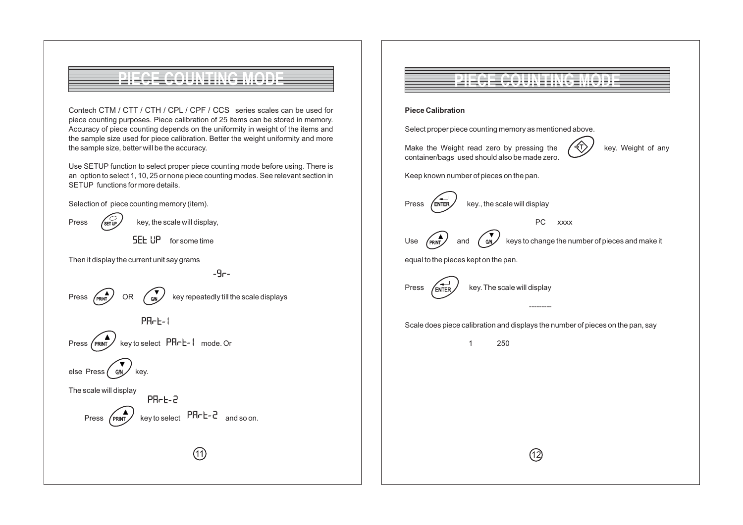# PIECE COUNTING MODE

Contech CTM / CTT / CTH / CPL / CPF / CCS series scales can be used for piece counting purposes. Piece calibration of 25 items can be stored in memory. Accuracy of piece counting depends on the uniformity in weight of the items and the sample size used for piece calibration. Better the weight uniformity and more the sample size, better will be the accuracy.

Use SETUP function to select proper piece counting mode before using. There is an option to select 1, 10, 25 or none piece counting modes. See relevant section in SETUP functions for more details.

Selection of piece counting memory (item).

Press SET UP key, the scale will display,

SEt UP for some time

Then it display the current unit say grams

-9r-

Press PRINT ▲ OR G/N ▼ key repeatedly till the scale displays

PArt-1

Press PRINT ▲ key to select PArt-1 mode. Or

else Press G/N ▼ key.

The scale will display

PArt-2

Press PRINT ▲ key to select PArt-2 and so on.

# PIECE COUNTING MODE

**Piece Calibration**

Select proper piece counting memory as mentioned above.

Make the Weight read zero by pressing the T key. Weight of any container/bags used should also be made zero.

Keep known number of pieces on the pan.

Press ENTER key., the scale will display

PC xxxx

Use PRINT ▲ and G/N ▼ keys to change the number of pieces and make it equal to the pieces kept on the pan.

Press ENTER key. The scale will display

---------

Scale does piece calibration and displays the number of pieces on the pan, say

1 250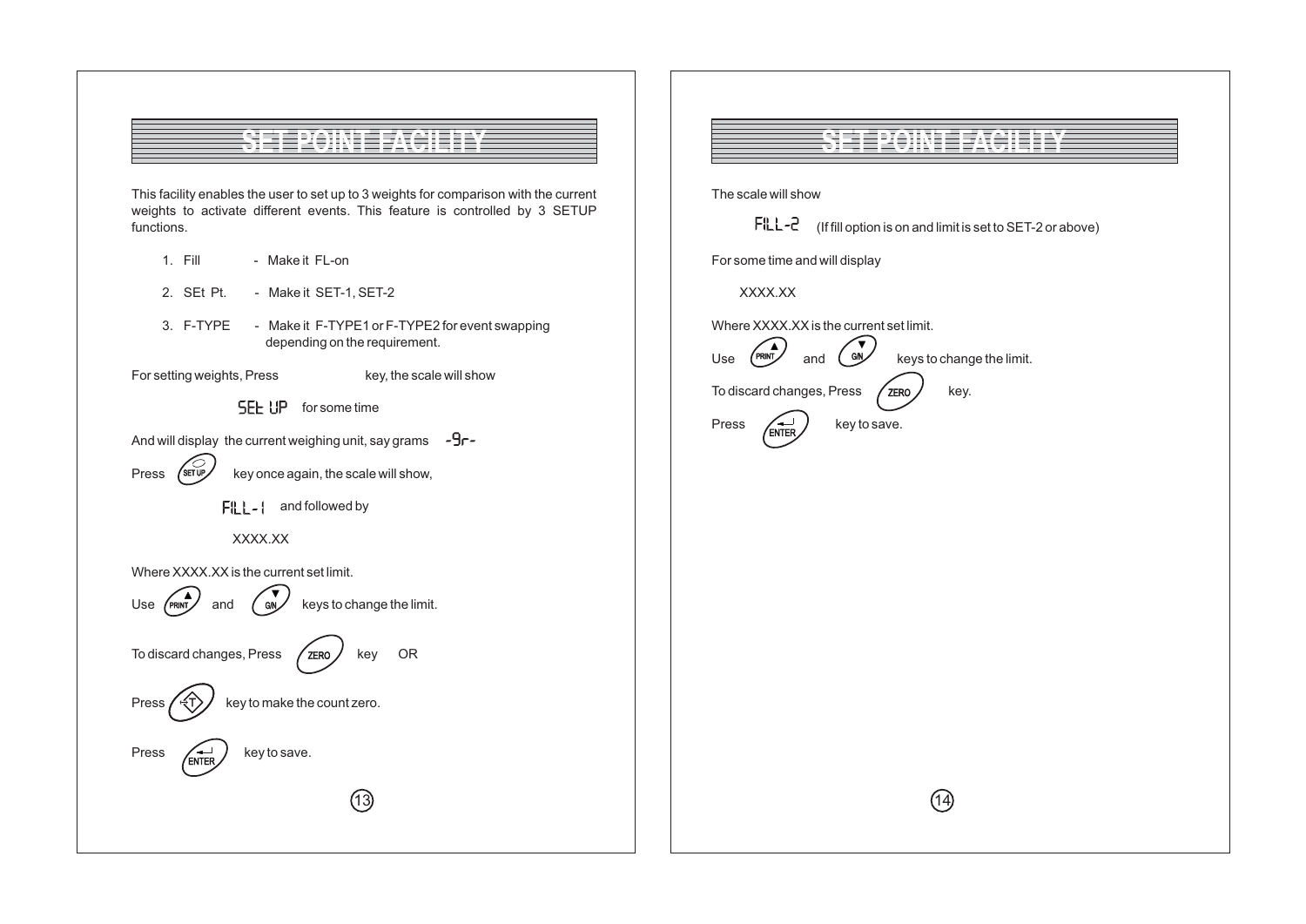## SET POINT FACILITY

This facility enables the user to set up to 3 weights for comparison with the current weights to activate different events. This feature is controlled by 3 SETUP functions.

1. Fill - Make it FL-on
2. SEt Pt. - Make it SET-1, SET-2
3. F-TYPE - Make it F-TYPE1 or F-TYPE2 for event swapping depending on the requirement.

For setting weights, Press key, the scale will show

SEt UP for some time

And will display the current weighing unit, say grams -9r-

Press SET UP key once again, the scale will show,

FiLL-1 and followed by

XXXX.XX

Where XXXX.XX is the current set limit.

Use PRINT ▲ and G/N ▼ keys to change the limit.

To discard changes, Press ZERO key OR

Press T key to make the count zero.

Press ENTER key to save.

## SET POINT FACILITY

The scale will show

FiLL-2 (If fill option is on and limit is set to SET-2 or above)

For some time and will display

XXXX.XX

Where XXXX.XX is the current set limit.

Use PRINT ▲ and G/N ▼ keys to change the limit.

To discard changes, Press ZERO key.

Press ENTER key to save.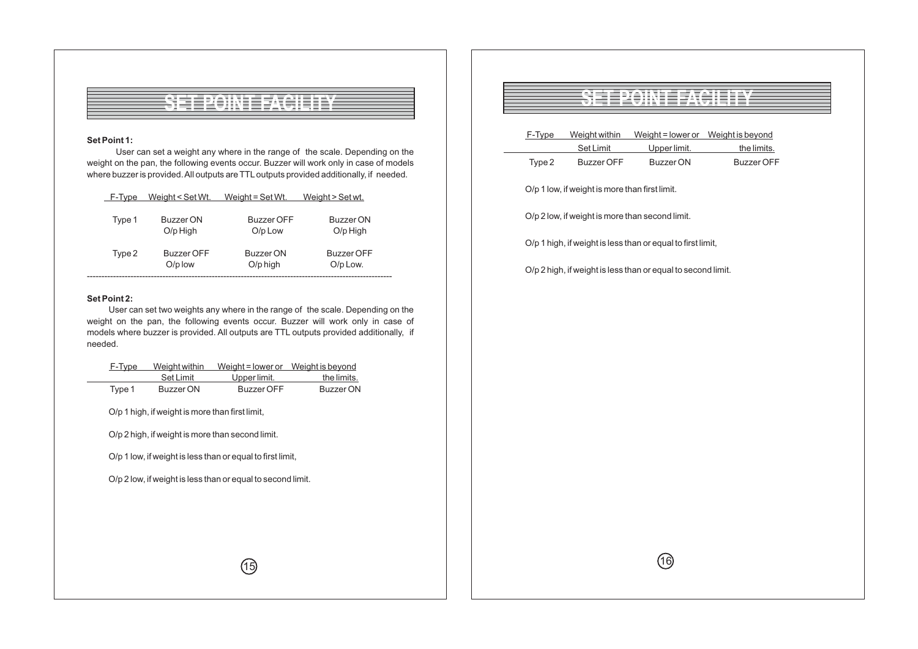## SET POINT FACILITY

**Set Point 1:**

User can set a weight any where in the range of the scale. Depending on the weight on the pan, the following events occur. Buzzer will work only in case of models where buzzer is provided. All outputs are TTL outputs provided additionally, if needed.

| F-Type | Weight < Set Wt. | Weight = Set Wt. | Weight > Set wt. |
|---|---|---|---|
| Type 1 | Buzzer ON<br>O/p High | Buzzer OFF<br>O/p Low | Buzzer ON<br>O/p High |
| Type 2 | Buzzer OFF<br>O/p low | Buzzer ON<br>O/p high | Buzzer OFF<br>O/p Low. |

---

**Set Point 2:**

User can set two weights any where in the range of the scale. Depending on the weight on the pan, the following events occur. Buzzer will work only in case of models where buzzer is provided. All outputs are TTL outputs provided additionally, if needed.

| F-Type | Weight within Set Limit | Weight = lower or Upper limit. | Weight is beyond the limits. |
|---|---|---|---|
| Type 1 | Buzzer ON | Buzzer OFF | Buzzer ON |

O/p 1 high, if weight is more than first limit,

O/p 2 high, if weight is more than second limit.

O/p 1 low, if weight is less than or equal to first limit,

O/p 2 low, if weight is less than or equal to second limit.

## SET POINT FACILITY

| F-Type | Weight within Set Limit | Weight = lower or Upper limit. | Weight is beyond the limits. |
|---|---|---|---|
| Type 2 | Buzzer OFF | Buzzer ON | Buzzer OFF |

O/p 1 low, if weight is more than first limit.

O/p 2 low, if weight is more than second limit.

O/p 1 high, if weight is less than or equal to first limit,

O/p 2 high, if weight is less than or equal to second limit.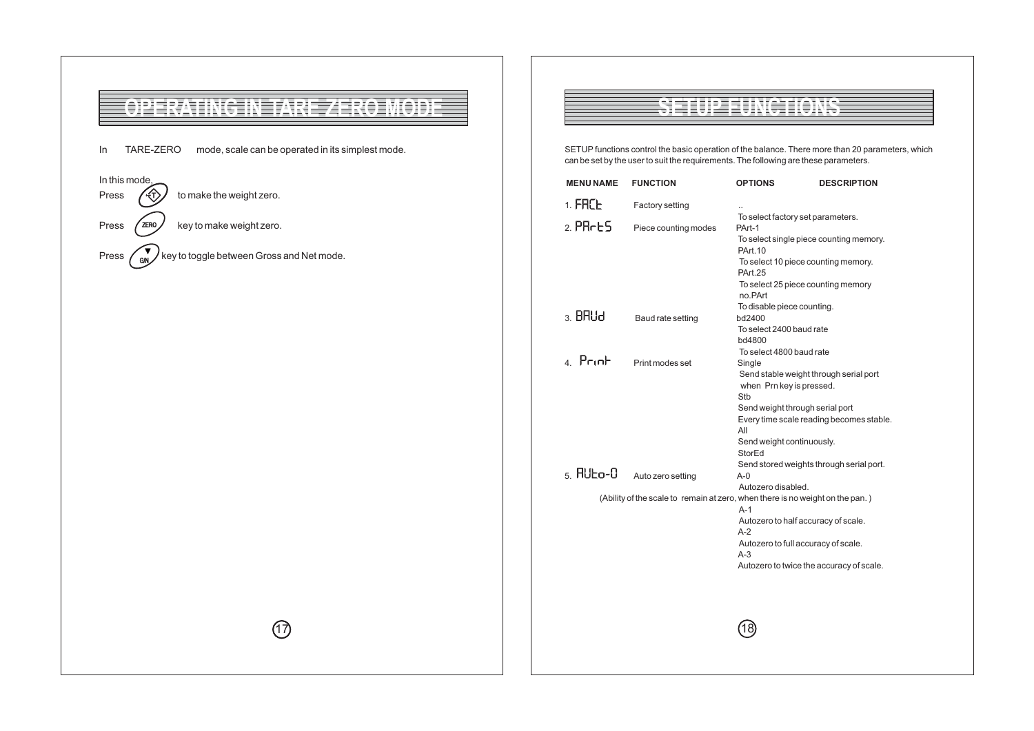# OPERATING IN TARE ZERO MODE

In TARE-ZERO mode, scale can be operated in its simplest mode.

In this mode,

Press (T) to make the weight zero.

Press (ZERO) key to make weight zero.

Press (G/N) key to toggle between Gross and Net mode.

# SETUP FUNCTIONS

SETUP functions control the basic operation of the balance. There more than 20 parameters, which can be set by the user to suit the requirements. The following are these parameters.

| MENU NAME | FUNCTION | OPTIONS | DESCRIPTION |
|---|---|---|---|
| 1. FACt | Factory setting | .. | To select factory set parameters. |
| 2. PArtS | Piece counting modes | PArt-1 | To select single piece counting memory. |
| | | PArt.10 | To select 10 piece counting memory. |
| | | PArt.25 | To select 25 piece counting memory |
| | | no.PArt | To disable piece counting. |
| 3. BAUd | Baud rate setting | bd2400 | To select 2400 baud rate |
| | | bd4800 | To select 4800 baud rate |
| 4. Print | Print modes set | Single | Send stable weight through serial port when Prn key is pressed. |
| | | Stb | Send weight through serial port Every time scale reading becomes stable. |
| | | All | Send weight continuously. |
| | | StorEd | Send stored weights through serial port. |
| 5. AUto-0 | Auto zero setting (Ability of the scale to remain at zero, when there is no weight on the pan.) | A-0 | Autozero disabled. |
| | | A-1 | Autozero to half accuracy of scale. |
| | | A-2 | Autozero to full accuracy of scale. |
| | | A-3 | Autozero to twice the accuracy of scale. |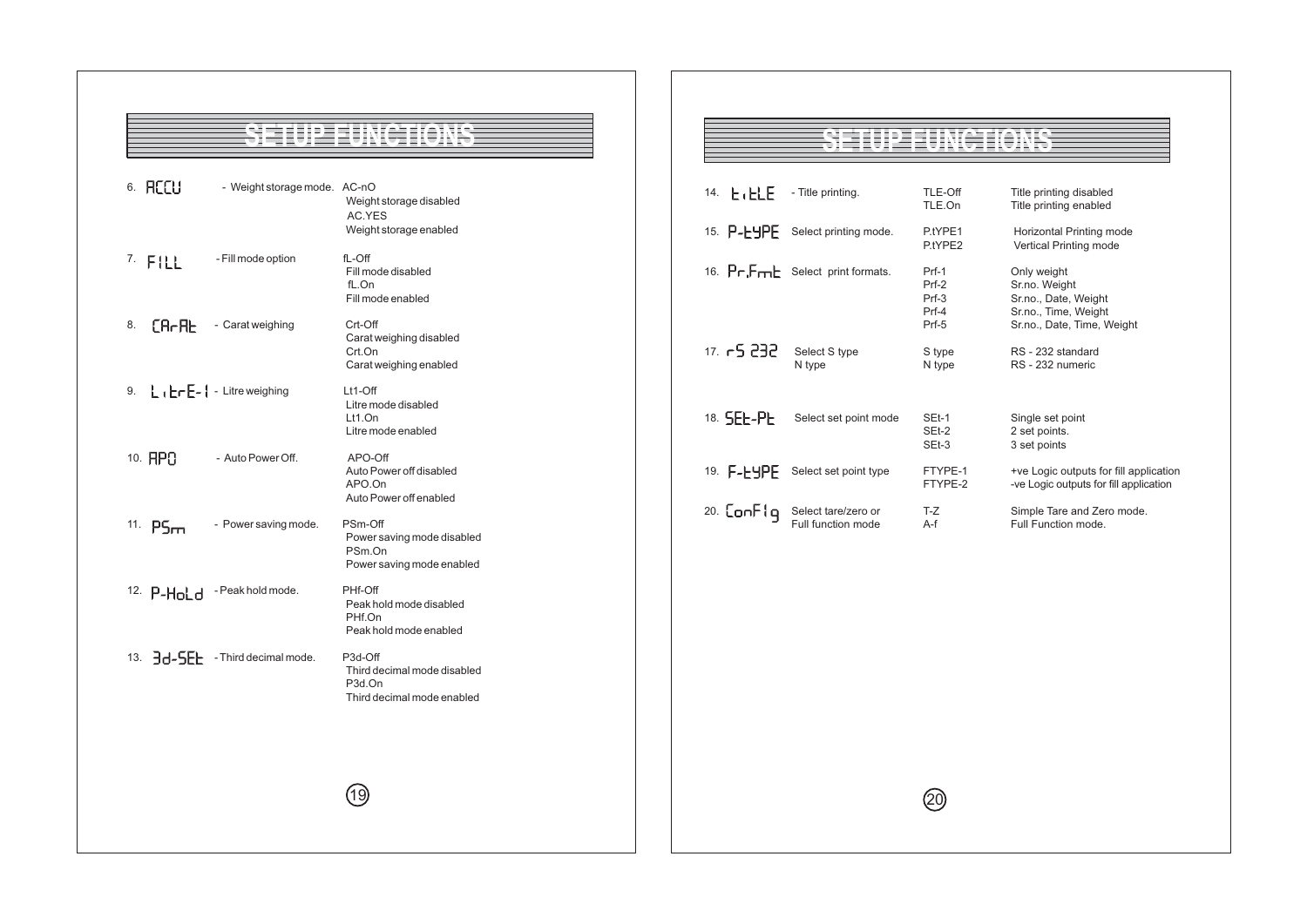## SETUP FUNCTIONS

| No. | Display | Function | Setting | Description |
|---|---|---|---|---|
| 6. | ACCU | - Weight storage mode. | AC-nO | Weight storage disabled |
| | | | AC.YES | Weight storage enabled |
| 7. | FILL | - Fill mode option | fL-Off | Fill mode disabled |
| | | | fL.On | Fill mode enabled |
| 8. | CArAt | - Carat weighing | Crt-Off | Carat weighing disabled |
| | | | Crt.On | Carat weighing enabled |
| 9. | LitrE-1 | - Litre weighing | Lt1-Off | Litre mode disabled |
| | | | Lt1.On | Litre mode enabled |
| 10. | APO | - Auto Power Off. | APO-Off | Auto Power off disabled |
| | | | APO.On | Auto Power off enabled |
| 11. | PSm | - Power saving mode. | PSm-Off | Power saving mode disabled |
| | | | PSm.On | Power saving mode enabled |
| 12. | P-HoLd | - Peak hold mode. | PHf-Off | Peak hold mode disabled |
| | | | PHf.On | Peak hold mode enabled |
| 13. | 3d-SEt | - Third decimal mode. | P3d-Off | Third decimal mode disabled |
| | | | P3d.On | Third decimal mode enabled |

## SETUP FUNCTIONS

| No. | Display | Function | Setting | Description |
|---|---|---|---|---|
| 14. | titLE | - Title printing. | TLE-Off | Title printing disabled |
| | | | TLE.On | Title printing enabled |
| 15. | P-tYPE | Select printing mode. | P.tYPE1 | Horizontal Printing mode |
| | | | P.tYPE2 | Vertical Printing mode |
| 16. | Pr.Fmt | Select print formats. | Prf-1 | Only weight |
| | | | Prf-2 | Sr.no. Weight |
| | | | Prf-3 | Sr.no., Date, Weight |
| | | | Prf-4 | Sr.no., Time, Weight |
| | | | Prf-5 | Sr.no., Date, Time, Weight |
| 17. | rS 232 | Select S type | S type | RS - 232 standard |
| | | N type | N type | RS - 232 numeric |
| 18. | SEt-Pt | Select set point mode | SEt-1 | Single set point |
| | | | SEt-2 | 2 set points. |
| | | | SEt-3 | 3 set points |
| 19. | F-tYPE | Select set point type | FTYPE-1 | +ve Logic outputs for fill application |
| | | | FTYPE-2 | -ve Logic outputs for fill application |
| 20. | ConFig | Select tare/zero or Full function mode | T-Z | Simple Tare and Zero mode. |
| | | | A-f | Full Function mode. |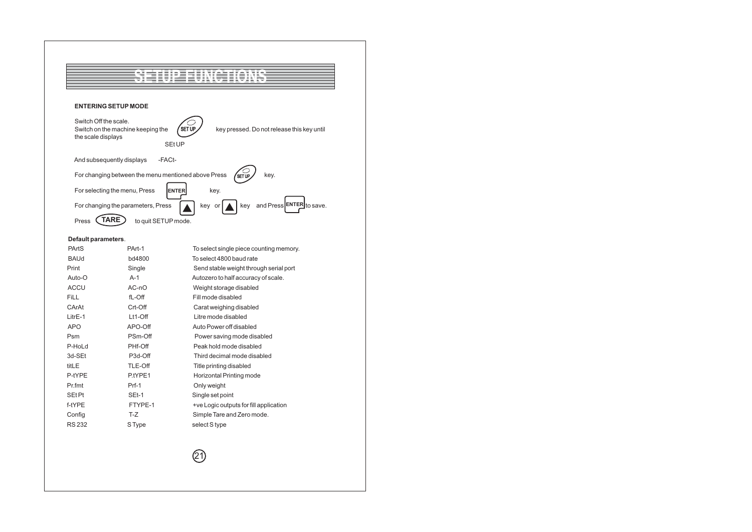# SETUP FUNCTIONS

**ENTERING SETUP MODE**

Switch Off the scale.
Switch on the machine keeping the SET UP key pressed. Do not release this key until the scale displays

SEt UP

And subsequently displays -FACt-

For changing between the menu mentioned above Press SET UP key.

For selecting the menu, Press ENTER key.

For changing the parameters, Press ▲ key or ▲ key and Press ENTER to save.

Press TARE to quit SETUP mode.

**Default parameters**.

| | | |
|---|---|---|
| PArtS | PArt-1 | To select single piece counting memory. |
| BAUd | bd4800 | To select 4800 baud rate |
| Print | Single | Send stable weight through serial port |
| Auto-O | A-1 | Autozero to half accuracy of scale. |
| ACCU | AC-nO | Weight storage disabled |
| FiLL | fL-Off | Fill mode disabled |
| CArAt | Crt-Off | Carat weighing disabled |
| LitrE-1 | Lt1-Off | Litre mode disabled |
| APO | APO-Off | Auto Power off disabled |
| Psm | PSm-Off | Power saving mode disabled |
| P-HoLd | PHf-Off | Peak hold mode disabled |
| 3d-SEt | P3d-Off | Third decimal mode disabled |
| titLE | TLE-Off | Title printing disabled |
| P-tYPE | P.tYPE1 | Horizontal Printing mode |
| Pr.fmt | Prf-1 | Only weight |
| SEt Pt | SEt-1 | Single set point |
| f-tYPE | FTYPE-1 | +ve Logic outputs for fill application |
| Config | T-Z | Simple Tare and Zero mode. |
| RS 232 | S Type | select S type |